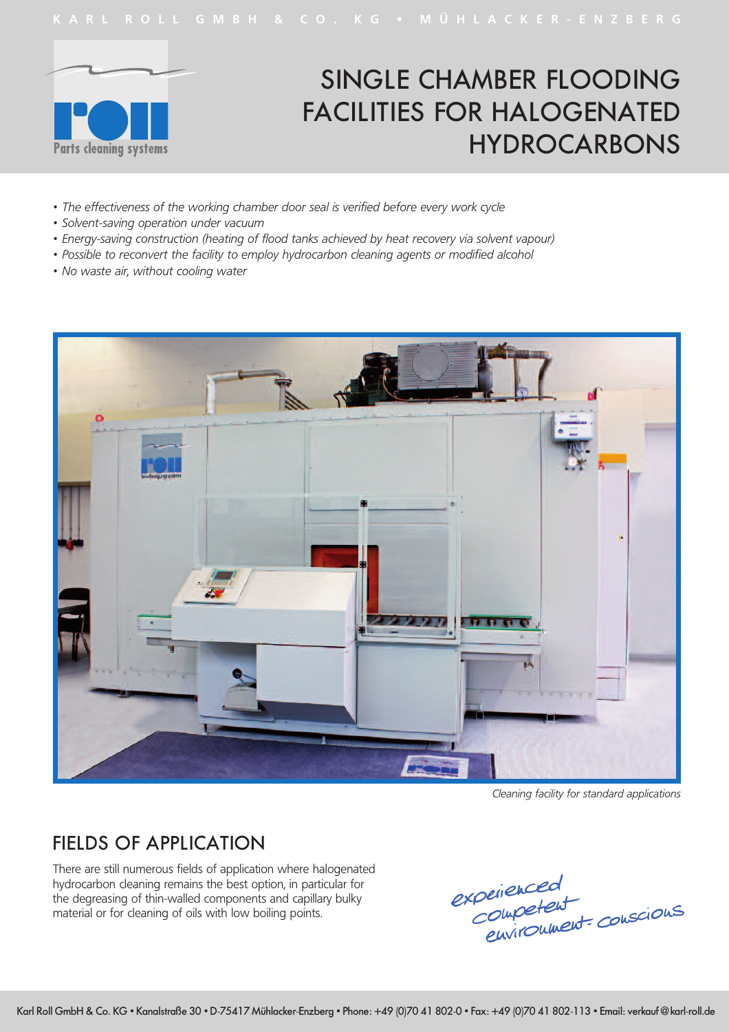# SINGLE CHAMBER FLOODING FACILITIES FOR HALOGENATED HYDROCARBONS

- *The effectiveness of the working chamber door seal is verified before every work cycle*
- *Solvent-saving operation under vacuum*
- *Energy-saving construction (heating of flood tanks achieved by heat recovery via solvent vapour)*
- *Possible to reconvert the facility to employ hydrocarbon cleaning agents or modified alcohol*
- *No waste air, without cooling water*

*Cleaning facility for standard applications*

## FIELDS OF APPLICATION

There are still numerous fields of application where halogenated hydrocarbon cleaning remains the best option, in particular for the degreasing of thin-walled components and capillary bulky material or for cleaning of oils with low boiling points.

experienced
competent
environment-conscious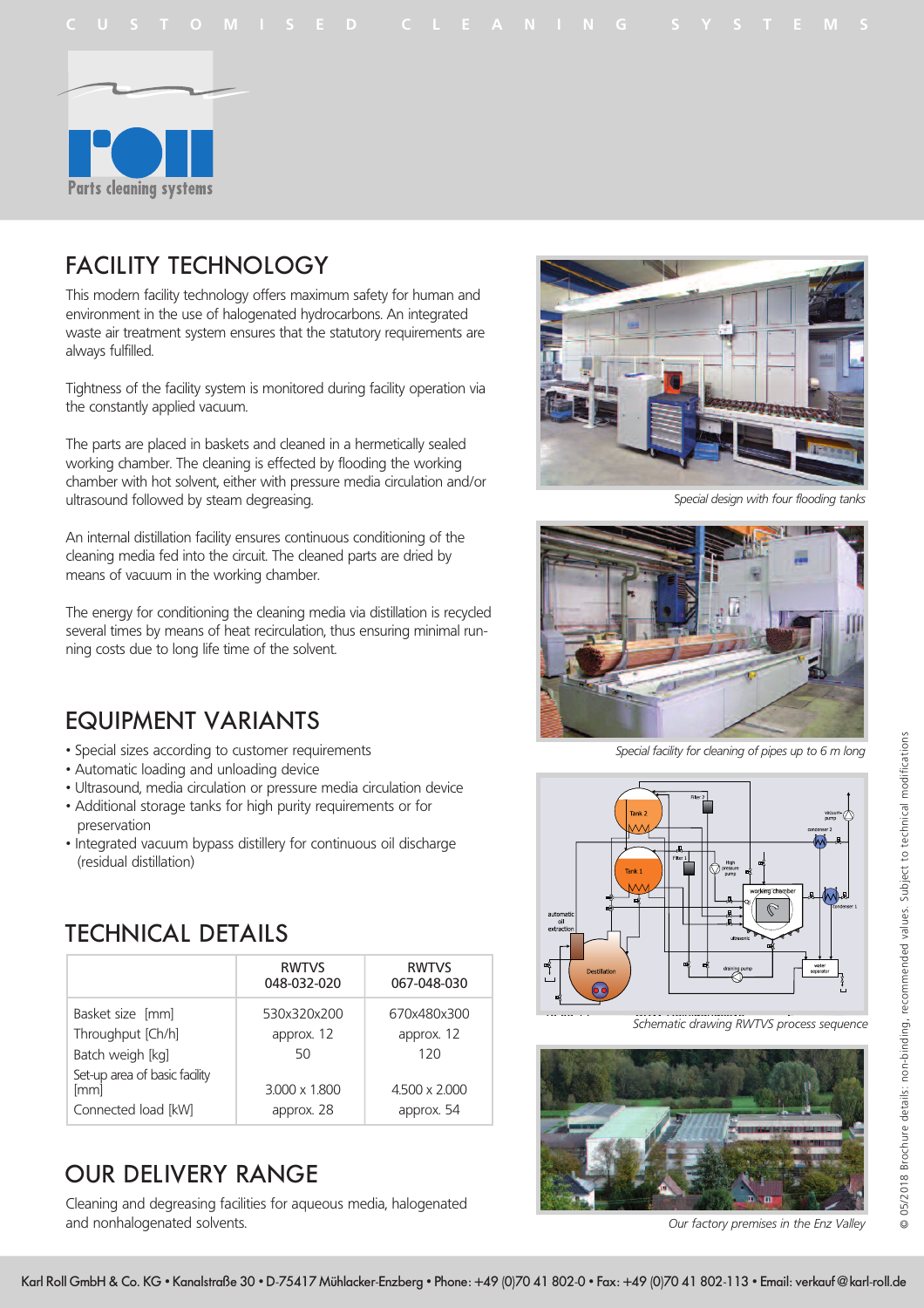C U S T O M I S E D C L E A N I N G S Y S T E M S

Parts cleaning systems

## FACILITY TECHNOLOGY

This modern facility technology offers maximum safety for human and environment in the use of halogenated hydrocarbons. An integrated waste air treatment system ensures that the statutory requirements are always fulfilled.

Tightness of the facility system is monitored during facility operation via the constantly applied vacuum.

The parts are placed in baskets and cleaned in a hermetically sealed working chamber. The cleaning is effected by flooding the working chamber with hot solvent, either with pressure media circulation and/or ultrasound followed by steam degreasing.

An internal distillation facility ensures continuous conditioning of the cleaning media fed into the circuit. The cleaned parts are dried by means of vacuum in the working chamber.

The energy for conditioning the cleaning media via distillation is recycled several times by means of heat recirculation, thus ensuring minimal running costs due to long life time of the solvent.

## EQUIPMENT VARIANTS

- Special sizes according to customer requirements
- Automatic loading and unloading device
- Ultrasound, media circulation or pressure media circulation device
- Additional storage tanks for high purity requirements or for preservation
- Integrated vacuum bypass distillery for continuous oil discharge (residual distillation)

## TECHNICAL DETAILS

| | RWTVS 048-032-020 | RWTVS 067-048-030 |
|---|---|---|
| Basket size [mm] | 530x320x200 | 670x480x300 |
| Throughput [Ch/h] | approx. 12 | approx. 12 |
| Batch weigh [kg] | 50 | 120 |
| Set-up area of basic facility [mm] | 3.000 x 1.800 | 4.500 x 2.000 |
| Connected load [kW] | approx. 28 | approx. 54 |

## OUR DELIVERY RANGE

Cleaning and degreasing facilities for aqueous media, halogenated and nonhalogenated solvents.

*Special design with four flooding tanks*

*Special facility for cleaning of pipes up to 6 m long*

Tank 2
Tank 1
Filter 2
Filter 1
High pressure pump
vacuum-pump
condenser 2
condenser 1
working chamber
automatic oil extraction
ultrasonic
Destillation
draining pump
water separator

*Schematic drawing RWTVS process sequence*

*Our factory premises in the Enz Valley*

© 05/2018 Brochure details: non-binding, recommended values. Subject to technical modifications

Karl Roll GmbH & Co. KG • Kanalstraße 30 • D-75417 Mühlacker-Enzberg • Phone: +49 (0)70 41 802-0 • Fax: +49 (0)70 41 802-113 • Email: verkauf@karl-roll.de